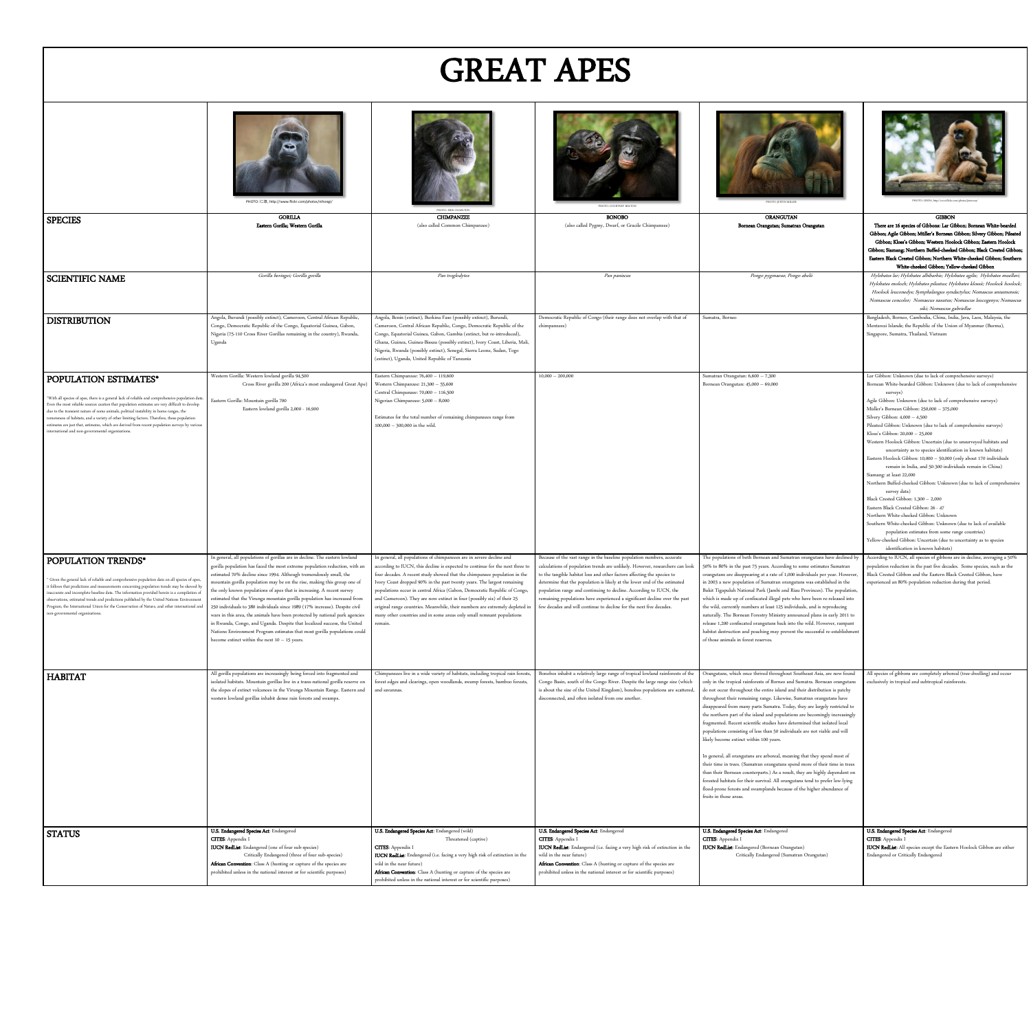# GREAT APES

| | GORILLA | CHIMPANZEE | BONOBO | ORANGUTAN | GIBBON |
|---|---|---|---|---|---|
| | PHOTO: ICE, http://www.flickr.com/photos/nihongi/ | PHOTO: ERIK CHARLTON | PHOTO: COURTNEY BOLTON | PHOTO: JUSTIN MILLER | PHOTO: LINDA, http://www.flickr.com/photos/jlstorms/ |
| **SPECIES** | **GORILLA**<br>**Eastern Gorilla; Western Gorilla** | **CHIMPANZEE**<br>(also called Common Chimpanzee) | **BONOBO**<br>(also called Pygmy, Dwarf, or Gracile Chimpanzee) | **ORANGUTAN**<br>**Bornean Orangutan; Sumatran Orangutan** | **GIBBON**<br>**There are 16 species of Gibbons: Lar Gibbon; Bornean White-bearded Gibbon; Agile Gibbon; Müller's Bornean Gibbon; Silvery Gibbon; Pileated Gibbon; Kloss's Gibbon; Western Hoolock Gibbon; Eastern Hoolock Gibbon; Siamang; Northern Buffed-cheeked Gibbon; Black Crested Gibbon; Eastern Black Crested Gibbon; Northern White-cheeked Gibbon; Southern White-cheeked Gibbon; Yellow-cheeked Gibbon** |
| **SCIENTIFIC NAME** | *Gorilla beringei; Gorilla gorilla* | *Pan troglodytes* | *Pan paniscus* | *Pongo pygmaeus; Pongo abelii* | *Hylobates lar; Hylobates albibarbis; Hylobates agilis; Hylobates muelleri; Hylobates moloch; Hylobates pileatus; Hylobates klossii; Hoolock hoolock; Hoolock leuconedys; Symphalangus syndactylus; Nomascus annamensis; Nomascus concolor; Nomascus nasutus; Nomascus leucogenys; Nomascus siki; Nomascus gabriellae* |
| **DISTRIBUTION** | Angola, Burundi (possibly extinct), Cameroon, Central African Republic, Congo, Democratic Republic of the Congo, Equatorial Guinea, Gabon, Nigeria (75-110 Cross River Gorillas remaining in the country), Rwanda, Uganda | Angola, Benin (extinct), Burkina Faso (possibly extinct), Burundi, Cameroon, Central African Republic, Congo, Democratic Republic of the Congo, Equatorial Guinea, Gabon, Gambia (extinct, but re-introduced), Ghana, Guinea, Guinea-Bissau (possibly extinct), Ivory Coast, Liberia, Mali, Nigeria, Rwanda (possibly extinct), Senegal, Sierra Leone, Sudan, Togo (extinct), Uganda, United Republic of Tanzania | Democratic Republic of Congo (their range does not overlap with that of chimpanzees) | Sumatra, Borneo | Bangladesh, Borneo, Cambodia, China, India, Java, Laos, Malaysia, the Mentawai Islands; the Republic of the Union of Myanmar (Burma), Singapore, Sumatra, Thailand, Vietnam |
| **POPULATION ESTIMATES***<br><br>*With all species of apes, there is a general lack of reliable and comprehensive population data. Even the most reliable sources caution that population estimates are very difficult to develop due to the transient nature of some animals, political instability in home ranges, the remoteness of habitats, and a variety of other limiting factors. Therefore, these population estimates are just that, estimates, which are derived from recent population surveys by various international and non-governmental organizations. | Western Gorilla: Western lowland gorilla 94,500<br>Cross River gorilla 200 (Africa's most endangered Great Ape)<br><br>Eastern Gorilla: Mountain gorilla 700<br>Eastern lowland gorilla 2,000 - 16,900 | Eastern Chimpanzee: 76,400 – 119,600<br>Western Chimpanzee: 21,300 – 55,600<br>Central Chimpanzee: 70,000 – 116,500<br>Nigerian Chimpanzee: 5,000 – 8,000<br><br>Estimates for the total number of remaining chimpanzees range from 100,000 – 300,000 in the wild. | 10,000 – 200,000 | Sumatran Orangutan: 6,600 – 7,300<br>Bornean Orangutan: 45,000 – 69,000 | Lar Gibbon: Unknown (due to lack of comprehensive surveys)<br>Bornean White-bearded Gibbon: Unknown (due to lack of comprehensive surveys)<br>Agile Gibbon: Unknown (due to lack of comprehensive surveys)<br>Müller's Bornean Gibbon: 250,000 – 375,000<br>Silvery Gibbon: 4,000 – 4,500<br>Pileated Gibbon: Unknown (due to lack of comprehensive surveys)<br>Kloss's Gibbon: 20,000 – 25,000<br>Western Hoolock Gibbon: Uncertain (due to unsurveyed habitats and uncertainty as to species identification in known habitats)<br>Eastern Hoolock Gibbon: 10,000 – 50,000 (only about 170 individuals remain in India, and 50-300 individuals remain in China)<br>Siamang: at least 22,000<br>Northern Buffed-cheeked Gibbon: Unknown (due to lack of comprehensive survey data)<br>Black Crested Gibbon: 1,300 – 2,000<br>Eastern Black Crested Gibbon: 26 - 47<br>Northern White-cheeked Gibbon: Unknown<br>Southern White-cheeked Gibbon: Unknown (due to lack of available population estimates from some range countries)<br>Yellow-cheeked Gibbon: Uncertain (due to uncertainty as to species identification in known habitats) |
| **POPULATION TRENDS***<br><br>* Given the general lack of reliable and comprehensive population data on all species of apes, it follows that predictions and measurements concerning population trends may be skewed by inaccurate and incomplete baseline data. The information provided herein is a compilation of observations, estimated trends and predictions published by the United Nations Environment Program, the International Union for the Conservation of Nature, and other international and non-governmental organizations. | In general, all populations of gorillas are in decline. The eastern lowland gorilla population has faced the most extreme population reduction, with an estimated 70% decline since 1994. Although tremendously small, the mountain gorilla population may be on the rise, making this group one of the only known populations of apes that is increasing. A recent survey estimated that the Virunga mountain gorilla population has increased from 250 individuals to 380 individuals since 1989 (17% increase). Despite civil wars in this area, the animals have been protected by national park agencies in Rwanda, Congo, and Uganda. Despite that localized success, the United Nations Environment Program estimates that most gorilla populations could become extinct within the next 10 – 15 years. | In general, all populations of chimpanzees are in severe decline and according to IUCN, this decline is expected to continue for the next three to four decades. A recent study showed that the chimpanzee population in the Ivory Coast dropped 90% in the past twenty years. The largest remaining populations occur in central Africa (Gabon, Democratic Republic of Congo, and Cameroon). They are now extinct in four (possibly six) of their 25 original range countries. Meanwhile, their numbers are extremely depleted in many other countries and in some areas only small remnant populations remain. | Because of the vast range in the baseline population numbers, accurate calculations of population trends are unlikely. However, researchers can look to the tangible habitat loss and other factors affecting the species to determine that the population is likely at the lower end of the estimated population range and continuing to decline. According to IUCN, the remaining populations have experienced a significant decline over the past few decades and will continue to decline for the next five decades. | The populations of both Bornean and Sumatran orangutans have declined by 50% to 80% in the past 75 years. According to some estimates Sumatran orangutans are disappearing at a rate of 1,000 individuals per year. However, in 2003 a new population of Sumatran orangutans was established in the Bukit Tigapuluh National Park (Jambi and Riau Provinces). The population, which is made up of confiscated illegal pets who have been re-released into the wild, currently numbers at least 125 individuals, and is reproducing naturally. The Bornean Forestry Ministry announced plans in early 2011 to release 1,200 confiscated orangutans back into the wild. However, rampant habitat destruction and poaching may prevent the successful re-establishment of those animals in forest reserves. | According to IUCN, all species of gibbons are in decline, averaging a 50% population reduction in the past five decades. Some species, such as the Black Crested Gibbon and the Eastern Black Crested Gibbon, have experienced an 80% population reduction during that period. |
| **HABITAT** | All gorilla populations are increasingly being forced into fragmented and isolated habitats. Mountain gorillas live in a trans-national gorilla reserve on the slopes of extinct volcanoes in the Virunga Mountain Range. Eastern and western lowland gorillas inhabit dense rain forests and swamps. | Chimpanzees live in a wide variety of habitats, including tropical rain forests, forest edges and clearings, open woodlands, swamp forests, bamboo forests, and savannas. | Bonobos inhabit a relatively large range of tropical lowland rainforests of the Congo Basin, south of the Congo River. Despite the large range size (which is about the size of the United Kingdom), bonobos populations are scattered, disconnected, and often isolated from one another. | Orangutans, which once thrived throughout Southeast Asia, are now found only in the tropical rainforests of Borneo and Sumatra. Bornean orangutans do not occur throughout the entire island and their distribution is patchy throughout their remaining range. Likewise, Sumatran orangutans have disappeared from many parts Sumatra. Today, they are largely restricted to the northern part of the island and populations are becomingly increasingly fragmented. Recent scientific studies have determined that isolated local populations consisting of less than 50 individuals are not viable and will likely become extinct within 100 years.<br><br>In general, all orangutans are arboreal, meaning that they spend most of their time in trees (Sumatran orangutans spend more of their time in trees than their Bornean counterparts.) As a result, they are highly dependent on forested habitats for their survival. All orangutans tend to prefer low-lying flood-prone forests and swamplands because of the higher abundance of fruits in those areas. | All species of gibbons are completely arboreal (tree-dwelling) and occur exclusively in tropical and subtropical rainforests. |
| **STATUS** | **U.S. Endangered Species Act**: Endangered<br>**CITES**: Appendix I<br>**IUCN RedList**: Endangered (one of four sub-species)<br>Critically Endangered (three of four sub-species)<br>**African Convention**: Class A (hunting or capture of the species are prohibited unless in the national interest or for scientific purposes) | **U.S. Endangered Species Act**: Endangered (wild)<br>Threatened (captive)<br>**CITES**: Appendix I<br>**IUCN RedList**: Endangered (i.e. facing a very high risk of extinction in the wild in the near future)<br>**African Convention**: Class A (hunting or capture of the species are prohibited unless in the national interest or for scientific purposes) | **U.S. Endangered Species Act**: Endangered<br>**CITES**: Appendix I<br>**IUCN RedList**: Endangered (i.e. facing a very high risk of extinction in the wild in the near future)<br>**African Convention**: Class A (hunting or capture of the species are prohibited unless in the national interest or for scientific purposes) | **U.S. Endangered Species Act**: Endangered<br>**CITES**: Appendix I<br>**IUCN RedList**: Endangered (Bornean Orangutan)<br>Critically Endangered (Sumatran Orangutan) | **U.S. Endangered Species Act**: Endangered<br>**CITES**: Appendix I<br>**IUCN RedList**: All species except the Eastern Hoolock Gibbon are either Endangered or Critically Endangered |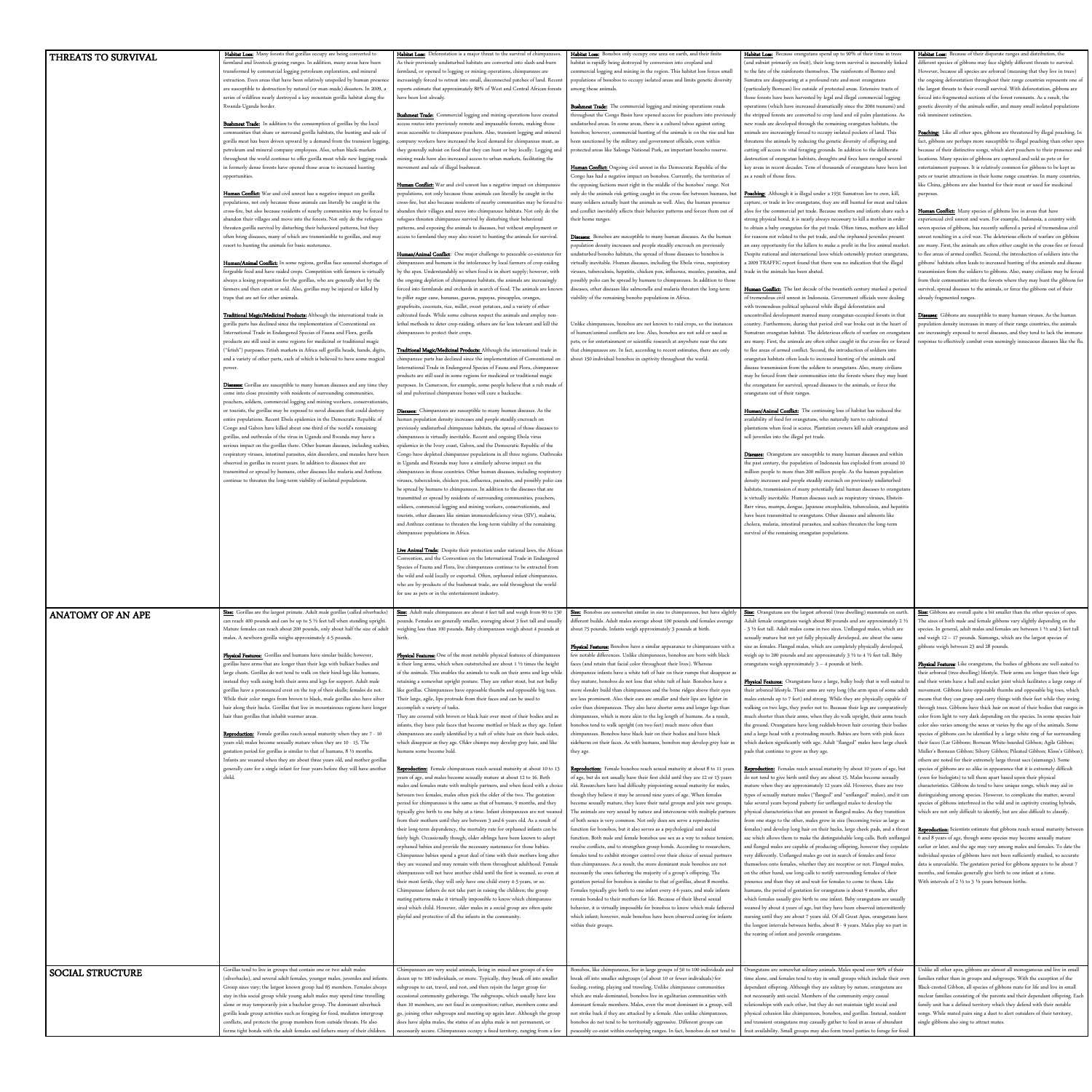## THREATS TO SURVIVAL

**Habitat Loss:** Many forests that gorillas occupy are being converted to farmland and livestock grazing ranges. In addition, many areas have been transformed by commercial logging petroleum exploration, and mineral extraction. Even areas that have been relatively unspoiled by human presence are susceptible to destruction by natural (or man-made) disasters. In 2009, a series of wildfires nearly destroyed a key mountain gorilla habitat along the Rwanda-Uganda border.

**Bushmeat Trade:** In addition to the consumption of gorillas by the local communities that share or surround gorilla habitats, the hunting and sale of gorilla meat has been driven upward by a demand from the transient logging, petroleum and mineral company employees. Also, urban black-markets throughout the world continue to offer gorilla meat while new logging roads in formerly dense forests have opened those areas to increased hunting opportunities.

**Human Conflict:** War and civil unrest has a negative impact on gorilla populations, not only because those animals can literally be caught in the cross-fire, but also because residents of nearby communities may be forced to abandon their villages and move into the forests. Not only do the refugees threaten gorilla survival by disturbing their behavioral patterns, but they often bring diseases, many of which are transmissible to gorillas, and may resort to hunting the animals for basic sustenance.

**Human/Animal Conflict:** In some regions, gorillas face seasonal shortages of forgeable food and have raided crops. Competition with farmers is virtually always a losing proposition for the gorillas, who are generally shot by the farmers and then eaten or sold. Also, gorillas may be injured or killed by traps that are set for other animals.

**Traditional Magic/Medicinal Products:** Although the international trade in gorilla parts has declined since the implementation of Conventional on International Trade in Endangered Species of Fauna and Flora, gorilla products are still used in some regions for medicinal or traditional magic ("fetish") purposes. Fetish markets in Africa sell gorilla heads, hands, digits, and a variety of other parts, each of which is believed to have some magical power.

**Diseases:** Gorillas are susceptible to many human diseases and any time they come into close proximity with residents of surrounding communities, poachers, soldiers, commercial logging and mining workers, conservationists, or tourists, the gorillas may be exposed to novel diseases that could destroy entire populations. Recent Ebola epidemics in the Democratic Republic of Congo and Gabon have killed about one-third of the world's remaining gorillas, and outbreaks of the virus in Uganda and Rwanda may have a serious impact on the gorillas there. Other human diseases, including scabies, respiratory viruses, intestinal parasites, skin disorders, and measles have been observed in gorillas in recent years. In addition to diseases that are transmitted or spread by humans, other diseases like malaria and Anthrax continue to threaten the long-term viability of isolated populations.

---

**Habitat Loss:** Deforestation is a major threat to the survival of chimpanzees. As their previously undisturbed habitats are converted into slash-and-burn farmland, or opened to logging or mining operations, chimpanzees are increasingly forced to retreat into small, disconnected patches of land. Recent reports estimate that approximately 80% of West and Central African forests have been lost already.

**Bushmeat Trade:** Commercial logging and mining operations have created access routes into previously remote and impassable forests, making those areas accessible to chimpanzee poachers. Also, transient logging and mineral company workers have increased the local demand for chimpanzee meat, as they generally subsist on food that they can hunt or buy locally. Logging and mining roads have also increased access to urban markets, facilitating the movement and sale of illegal bushmeat.

**Human Conflict:** War and civil unrest has a negative impact on chimpanzee populations, not only because those animals can literally be caught in the cross-fire, but also because residents of nearby communities may be forced to abandon their villages and move into chimpanzee habitats. Not only do the refugees threaten chimpanzee survival by disturbing their behavioral patterns, and exposing the animals to diseases, but without employment or access to farmland they may also resort to hunting the animals for survival.

**Human/Animal Conflict:** One major challenge to peaceable co-existence for chimpanzees and humans is the intolerance by local farmers of crop-raiding by the apes. Unfortunately, so when food is in short supply; however, with the ongoing depletion of chimpanzee habitats, the animals are increasingly forced into farmlands and orchards in search of food. The animals are known to pilfer sugar cane, bananas, guavas, papayas, pineapples, oranges, grapefruits, coconuts, rice, millet, sweet potatoes, and a variety of other cultivated foods. While some cultures respect the animals and employ non-lethal methods to deter crop-raiding, others are far less tolerant and kill the chimpanzees to protect their crops.

**Traditional Magic/Medicinal Products:** Although the international trade in chimpanzee parts has declined since the implementation of Conventional on International Trade in Endangered Species of Fauna and Flora, chimpanzee products are still used in some regions for medicinal or traditional magic purposes. In Cameroon, for example, some people believe that a rub made of oil and pulverized chimpanzee bones will cure a backache.

**Diseases:** Chimpanzees are susceptible to many human diseases. As the human population density increases and people steadily encroach on previously undisturbed chimpanzee habitats, the spread of those diseases to chimpanzees is virtually inevitable. Recent and ongoing Ebola virus epidemics in the Ivory coast, Gabon, and the Democratic Republic of the Congo have depleted chimpanzee populations in all three regions. Outbreaks in Uganda and Rwanda may have a similarly adverse impact on the chimpanzees in those countries. Other human diseases, including respiratory viruses, tuberculosis, chicken pox, influenza, parasites, and possibly polio can be spread by humans to chimpanzees. In addition to the diseases that are transmitted or spread by residents of surrounding communities, poachers, soldiers, commercial logging and mining workers, conservationists, and tourists, other diseases like simian immunodeficiency virus (SIV), malaria, and Anthrax continue to threaten the long-term viability of the remaining chimpanzee populations in Africa.

**Live Animal Trade:** Despite their protection under national laws, the African Convention, and the Convention on the International Trade in Endangered Species of Fauna and Flora, live chimpanzees continue to be extracted from the wild and sold locally or exported. Often, orphaned infant chimpanzees, who are by-products of the bushmeat trade, are sold throughout the world for use as pets or in the entertainment industry.

---

**Habitat Loss:** Bonobos only occupy one area on earth, and their finite habitat is rapidly being destroyed by conversion into cropland and commercial logging and mining in the region. This habitat loss forces small populations of bonobos to occupy isolated areas and limits genetic diversity among those animals.

**Bushmeat Trade:** The commercial logging and mining operations roads throughout the Congo Basin have opened access for poachers into previously undisturbed areas. In some areas, there is a cultural taboo against eating bonobos; however, commercial hunting of the animals is on the rise and has been sanctioned by the military and government officials, even within protected areas like Salonga National Park, an important bonobo reserve.

**Human Conflict:** Ongoing civil unrest in the Democratic Republic of the Congo has had a negative impact on bonobos. Currently, the territories of the opposing factions meet right in the middle of the bonobos' range. Not only do the animals risk getting caught in the cross-fire between humans, but many soldiers actually hunt the animals as well. Also, the human presence and conflict inevitably affects their behavior patterns and forces them out of their home ranges.

**Diseases:** Bonobos are susceptible to many human diseases. As the human population density increases and people steadily encroach on previously undisturbed bonobo habitats, the spread of those diseases to bonobos is virtually inevitable. Human diseases, including the Ebola virus, respiratory viruses, tuberculosis, hepatitis, chicken pox, influenza, measles, parasites, and possibly polio can be spread by humans to chimpanzees. In addition to those diseases, other diseases like salmonella and malaria threaten the long-term viability of the remaining bonobo populations in Africa.

Unlike chimpanzees, bonobos are not known to raid crops, so the instances of human/animal conflicts are low. Also, bonobos are not sold or used as pets, or for entertainment or scientific research at anywhere near the rate that chimpanzees are. In fact, according to recent estimates, there are only about 150 individual bonobos in captivity throughout the world.

---

**Habitat Loss:** Because orangutans spend up to 90% of their time in trees (and subsist primarily on fruit), their long-term survival is inexorably linked to the fate of the rainforests themselves. The rainforests of Borneo and Sumatra are disappearing at a profound rate and most orangutans (particularly Bornean) live outside of protected areas. Extensive tracts of those forests have been harvested by legal and illegal commercial logging operations (which have increased dramatically since the 2004 tsunami) and the stripped forests are converted to crop land and oil palm plantations. As new roads are developed through the remaining orangutan habitats, the animals are increasingly forced to occupy isolated pockets of land. This threatens the animals by reducing the genetic diversity of offspring and cutting off access to vital foraging grounds. In addition to the deliberate destruction of orangutan habitats, droughts and fires have ravaged several key areas in recent decades. Tens of thousands of orangutans have been lost as a result of those fires.

**Poaching:** Although it is illegal under a 1931 Sumatran law to own, kill, capture, or trade in live orangutans, they are still hunted for meat and taken alive for the commercial pet trade. Because mothers and infants share such a strong physical bond, it is nearly always necessary to kill a mother in order to obtain a baby orangutan for the pet trade. Often times, mothers are killed for reasons not related to the pet trade, and the orphaned juveniles present an easy opportunity for the killers to make a profit in the live animal market. Despite national and international laws which ostensibly protect orangutans, a 2009 TRAFFIC report found that there was no indication that the illegal trade in the animals has been abated.

**Human Conflict:** The last decade of the twentieth century marked a period of tremendous civil unrest in Indonesia. Government officials were dealing with tremendous political upheaval while illegal deforestation and uncontrolled development marred many orangutan-occupied forests in that country. Furthermore, during that period civil war broke out in the heart of Sumatran orangutan habitat. The deleterious effects of warfare on orangutans are many. First, the animals are often either caught in the cross-fire or forced to flee areas of armed conflict. Second, the introduction of soldiers into orangutan habitats often leads to increased hunting of the animals and disease transmission from the soldiers to orangutans. Also, many civilians may be forced from their communities into the forests where they may hunt the orangutans for survival, spread diseases to the animals, or force the orangutans out of their ranges.

**Human/Animal Conflict:** The continuing loss of habitat has reduced the availability of food for orangutans, who naturally turn to cultivated plantations when food is scarce. Plantation owners kill adult orangutans and sell juveniles into the illegal pet trade.

**Diseases:** Orangutans are susceptible to many human diseases and within the past century, the population of Indonesia has exploded from around 10 million people to more than 200 million people. As the human population density increases and people steadily encroach on previously undisturbed habitats, transmission of many potentially fatal human diseases to orangutans is virtually inevitable. Human diseases such as respiratory viruses, Epstein-Barr virus, mumps, dengue, Japanese encephalitis, tuberculosis, and hepatitis have been transmitted to orangutans. Other diseases and ailments like cholera, malaria, intestinal parasites, and scabies threaten the long-term survival of the remaining orangutan populations.

---

**Habitat Loss:** Because of their disparate ranges and distribution, the different species of gibbons may face slightly different threats to survival. However, because all species are arboreal (meaning that they live in trees) the ongoing deforestation throughout their range countries represents one of the largest threats to their overall survival. With deforestation, gibbons are forced into fragmented sections of the forest remnants. As a result, the genetic diversity of the animals suffer, and many small isolated populations risk imminent extinction.

**Poaching:** Like all other apes, gibbons are threatened by illegal poaching. In fact, gibbons are perhaps more susceptible to illegal poaching than other apes because of their distinctive songs, which alert poachers to their presence and locations. Many species of gibbons are captured and sold as pets or for entertainment purposes. It is relatively common for gibbons to be kept as pets or tourist attractions in their home range countries. In many countries, like China, gibbons are also hunted for their meat or used for medicinal purposes.

**Human Conflict:** Many species of gibbons live in areas that have experienced civil unrest and wars. For example, Indonesia, a country with seven species of gibbons, has recently suffered a period of tremendous civil unrest resulting in a civil war. The deleterious effects of warfare on gibbons are many. First, the animals are often either caught in the cross-fire or forced to flee areas of armed conflict. Second, the introduction of soldiers into the gibbons' habitats often leads to increased hunting of the animals and disease transmission from the soldiers to gibbons. Also, many civilians may be forced from their communities into the forests where they may hunt the gibbons for survival, spread diseases to the animals, or force the gibbons out of their already fragmented ranges.

**Diseases:** Gibbons are susceptible to many human viruses. As the human population density increases in many of their range countries, the animals are increasingly exposed to novel diseases, and they tend to lack the immune response to effectively combat even seemingly innocuous diseases like the flu.

## ANATOMY OF AN APE

**Size:** Gorillas are the largest primate. Adult male gorillas (called silverbacks) can reach 400 pounds and can be up to 5 ½ feet tall when standing upright. Mature females can reach about 200 pounds, only about half the size of adult males. A newborn gorilla weighs approximately 4-5 pounds.

**Physical Features:** Gorillas and humans have similar builds; however, gorillas have arms that are longer than their legs with bulkier bodies and large chests. Gorillas do not tend to walk on their hind-legs like humans, instead they walk using both their arms and legs for support. Adult male gorillas have a pronounced crest on the top of their skulls; females do not. While their color ranges from brown to black, male gorillas also have silver hair along their backs. Gorillas that live in mountainous regions have longer hair than gorillas that inhabit warmer areas.

**Reproduction:** Female gorillas reach sexual maturity when they are 7 - 10 years old; males become sexually mature when they are 10 - 15. The gestation period for gorillas is similar to that of humans, 8 ½ months. Infants are weaned when they are about three years old, and mother gorillas generally care for a single infant for four years before they will have another child.

---

**Size:** Adult male chimpanzees are about 4 feet tall and weigh from 90 to 130 pounds. Females are generally smaller, averaging about 3 feet tall and usually weighing less than 100 pounds. Baby chimpanzees weigh about 4 pounds at birth.

**Physical Features:** One of the most notable physical features of chimpanzees is their long arms, which when outstretched are about 1 ½ times the height of the animals. This enables the animals to walk on their arms and legs while retaining a somewhat upright posture. They are rather stout, but not bulky like gorillas. Chimpanzees have opposable thumbs and opposable big toes. Their large, agile, lips protrude from their faces and can be used to accomplish a variety of tasks. They are covered with brown or black hair over most of their bodies and as infants, they have pale faces that become mottled or black as they age. Infant chimpanzees are easily identified by a tuft of white hair on their back-sides, which disappear as they age. Older chimps may develop grey hair, and like humans some become bald.

**Reproduction:** Female chimpanzees reach sexual maturity at about 10 to 13 years of age, and males become sexually mature at about 12 to 16. Both males and females mate with multiple partners, and when faced with a choice between two females, males often pick the older of the two. The gestation period for chimpanzees is the same as that of humans, 9 months, and they typically give birth to one baby at a time. Infant chimpanzees are not weaned from their mothers until they are between 3 and 6 years old. As a result of their long-term dependency, the mortality rate for orphaned infants can be fairly high. Occasionally though, older siblings have been known to adopt orphaned babies and provide the necessary sustenance for those babies. Chimpanzee babies spend a great deal of time with their mothers long after they are weaned and may remain with them throughout adulthood. Female chimpanzees will not have another child until the first is weaned, so even at their most fertile, they will only have one child every 4-5 years, or so. Chimpanzee fathers do not take part in raising the children; the group mating patterns make it virtually impossible to know which chimpanzee sired which child. However, older males in a social group are often quite playful and protective of all the infants in the community.

---

**Size:** Bonobos are somewhat similar in size to chimpanzees, but have slightly different builds. Adult males average about 100 pounds and females average about 75 pounds. Infants weigh approximately 3 pounds at birth.

**Physical Features:** Bonobos have a similar appearance to chimpanzees with a few notable differences. Unlike chimpanzees, bonobos are born with black faces (and retain that facial color throughout their lives). Whereas chimpanzee infants have a white tuft of hair on their rumps that disappear as they mature, bonobos do not lose that white tuft of hair. Bonobos have a more slender build than chimpanzees and the bone ridges above their eyes are less prominent. Also their ears are smaller and their lips are lighter in color than chimpanzees. They also have shorter arms and longer legs than chimpanzees, which is more akin to the leg length of humans. As a result, bonobos tend to walk upright (on two feet) much more often than chimpanzees. Bonobos have black hair on their bodies and have black sideburns on their faces. As with humans, bonobos may develop grey hair as they age.

**Reproduction:** Female bonobos reach sexual maturity at about 8 to 11 years of age, but do not usually have their first child until they are 12 or 13 years old. Researchers have had difficulty pinpointing sexual maturity for males, though they believe it may be around nine years of age. When females become sexually mature, they leave their natal groups and join new groups. The animals are very sexual by nature and intercourse with multiple partners of both sexes is very common. Not only does sex serve a reproductive function for bonobos, but it also serves as a psychological and social function. Both male and female bonobos use sex as a way to reduce tension, resolve conflicts, and to strengthen group bonds. According to researchers, females tend to exhibit stronger control over their choice of sexual partners than chimpanzees. As a result, the more dominant male bonobos are not necessarily the ones fathering the majority of a group's offspring. The gestation period for bonobos is similar to that of gorillas, about 8 months. Females typically give birth to one infant every 4-6 years, and male infants remain bonded to their mothers for life. Because of their liberal sexual behavior, it is virtually impossible for bonobos to know which male fathered which infant; however, male bonobos have been observed caring for infants within their groups.

---

**Size:** Orangutans are the largest arboreal (tree dwelling) mammals on earth. Adult female orangutans weigh about 80 pounds and are approximately 2 ½ - 3 ½ feet tall. Adult males come in two sizes. Unflanged males, which are sexually mature but not yet fully physically developed, are about the same size as females. Flanged males, which are completely physically developed, weigh up to 200 pounds and are approximately 3 ½ to 4 ½ feet tall. Baby orangutans weigh approximately 3 – 4 pounds at birth.

**Physical Features:** Orangutans have a large, bulky body that is well-suited to their arboreal lifestyle. Their arms are very long (the arm span of some adult males extends up to 7 feet) and strong. While they are physically capable of walking on two legs, they prefer not to. Because their legs are comparatively much shorter than their arms, when they do walk upright, their arms touch the ground. Orangutans have long reddish-brown hair covering their bodies and a large head with a protruding mouth. Babies are born with pink faces which darken significantly with age. Adult "flanged" males have large cheek pads that continue to grow as they age.

**Reproduction:** Females reach sexual maturity by about 10 years of age, but do not tend to give birth until they are about 15. Males become sexually mature when they are approximately 12 years old. However, there are two types of sexually mature males ("flanged" and "unflanged" males), and it can take several years beyond puberty for unflanged males to develop the physical characteristics that are present in flanged males. As they transition from one stage to the other, males grow in size (becoming twice as large as females) and develop long hair on their backs, large cheek pads, and a throat sac which allows them to make the distinguishable long-calls. Both unflanged and flanged males are capable of producing offspring, however they copulate very differently. Unflanged males go out in search of females and force themselves onto females, whenever they come upon them. Flanged males, on the other hand, use long-calls to notify surrounding females of their presence and then they sit and wait for females to come to them. Like humans, the period of gestation for orangutans is about 9 months, after which females usually give birth to one infant. Baby orangutans are usually weaned by about 4 years of age, but they have been observed intermittently nursing until they are about 7 years old. Of all Great Apes, orangutans have the longest intervals between births, about 8 - 9 years. Males play no part in the rearing of infant and juvenile orangutans.

---

**Size:** Gibbons are overall quite a bit smaller than the other species of apes. The sizes of both male and female gibbons vary slightly depending on the species. In general, adult males and females are between 1 ½ and 3 feet tall and weigh 12 – 17 pounds. Siamangs, which are the largest species of gibbons weigh between 23 and 28 pounds.

**Physical Features:** Like orangutans, the bodies of gibbons are well-suited to their arboreal (tree-dwelling) lifestyle. Their arms are longer than their legs and their wrists have a ball and socket joint which facilitates a large range of movement. Gibbons have opposable thumbs and opposable big toes, which means that they can grasp and carry things with their feet while they swing through trees. Gibbons have thick hair on most of their bodies that ranges in color from light to very dark depending on the species. In some species hair color also varies among the sexes or varies by the age of the animals. Some species of gibbons can be identified by a large white ring of fur surrounding their faces (Lar Gibbons; Bornean White-bearded Gibbon; Agile Gibbon; Müller's Bornean Gibbon; Silvery Gibbon; Pileated Gibbon; Kloss's Gibbon); others are noted for their extremely large throat sacs (siamangs). Some species of gibbons are so alike in appearance that it is extremely difficult (even for biologists) to tell them apart based upon their physical characteristics. Gibbons do tend to have unique songs, which may aid in distinguishing among species. However, to complicate the matter, several species of gibbons interbreed in the wild and in captivity creating hybrids, which are not only difficult to identify, but are also difficult to classify.

**Reproduction:** Scientists estimate that gibbons reach sexual maturity between 6 and 8 years of age, though some species may become sexually mature earlier or later, and the age may vary among males and females. To date the individual species of gibbons have not been sufficiently studied, so accurate data is unavailable. The gestation period for gibbons appears to be about 7 months, and females generally give birth to one infant at a time. With intervals of 2 ½ to 3 ½ years between births.

## SOCIAL STRUCTURE

Gorillas tend to live in groups that contain one or two adult males (silverbacks), and several adult females, younger males, juveniles and infants. Group sizes vary; the largest known group had 65 members. Females always stay in this social group while young adult males may spend time travelling alone or may temporarily join a bachelor group. The dominant silverback gorilla leads group activities such as foraging for food, mediates intergroup conflicts, and protects the group members from outside threats. He also forms tight bonds with the adult females and fathers many of their children.

---

Chimpanzees are very social animals, living in mixed-sex groups of a few dozen up to 100 individuals, or more. Typically, they break off into smaller subgroups to eat, travel, and rest, and then rejoin the larger group for occasional community gatherings. The subgroups, which usually have less than 10 members, are not fixed in composition; rather, members come and go, joining other subgroups and meeting up again later. Although the group does have alpha males, the status of an alpha male is not permanent, or necessarily secure. Chimpanzees occupy a fixed territory, ranging from a few

---

Bonobos, like chimpanzees, live in large groups of 50 to 100 individuals and break off into smaller subgroups (of about 10 or fewer individuals) for feeding, resting, playing and traveling. Unlike chimpanzee communities which are male-dominated, bonobos live in egalitarian communities with dominant female members. Males, even the most dominant in a group, will not strike back if they are attacked by a female. Also unlike chimpanzees, bonobos do not tend to be territorially aggressive. Different groups can peaceably co-exist within overlapping ranges. In fact, bonobos do not tend to

---

Orangutans are somewhat solitary animals. Males spend over 90% of their time alone, and females tend to stay in small groups which include their own dependent offspring. Although they are solitary by nature, orangutans are not necessarily anti-social. Members of the community enjoy casual relationships with each other, but they do not maintain tight social and physical cohesion like chimpanzees, bonobos, and gorillas. Instead, resident and transient orangutans may casually gather to feed in areas of abundant fruit availability. Small groups may also form travel parties to forage for food

---

Unlike all other apes, gibbons are almost all monogamous and live in small families rather than in groups and subgroups. With the exception of the Black-crested Gibbon, all species of gibbons mate for life and live in small nuclear families consisting of the parents and their dependant offspring. Each family unit has a defined territory which they defend with their notable songs. While mated pairs sing a duet to alert outsiders of their territory, single gibbons also sing to attract mates.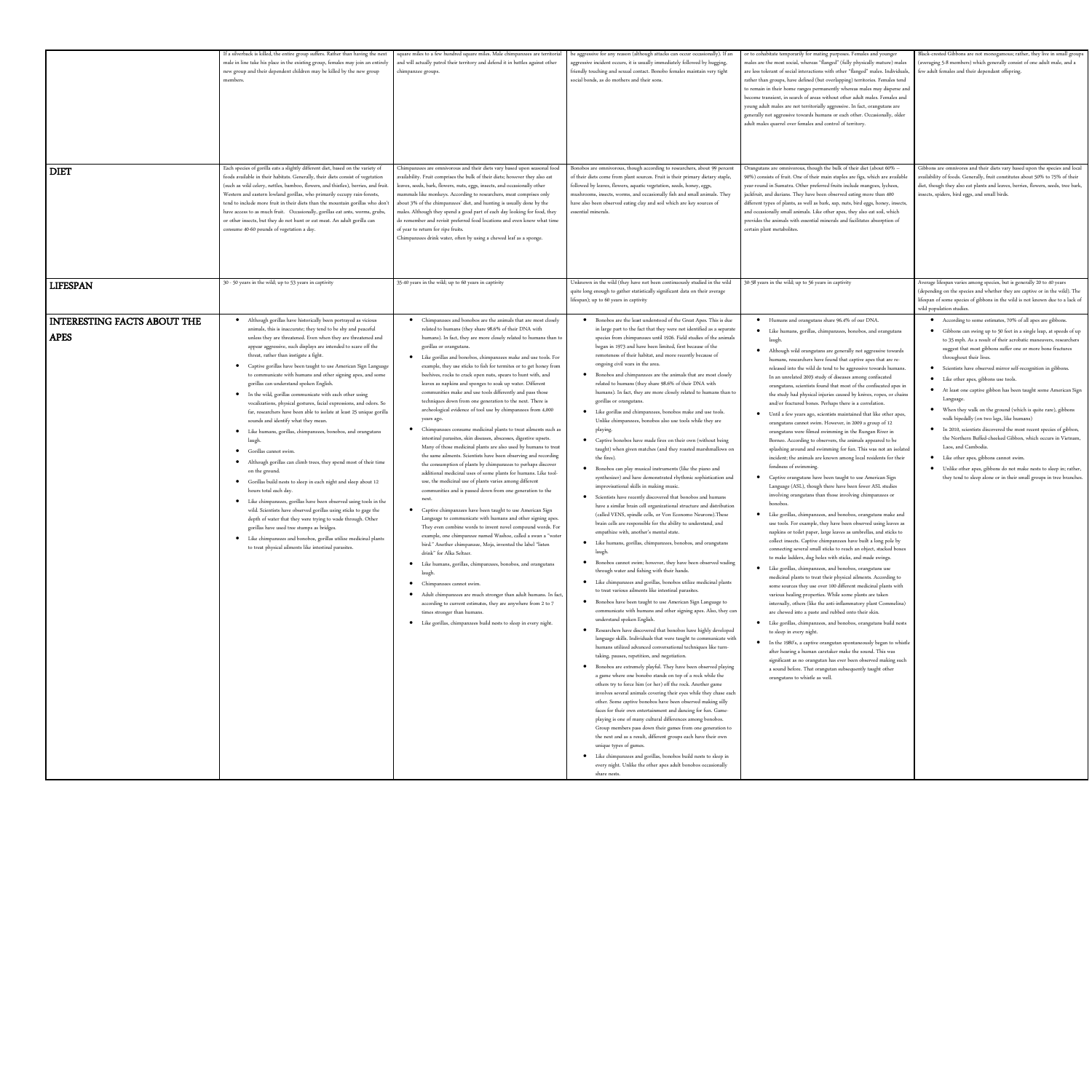| | | | | | |
|---|---|---|---|---|---|
| | If a silverback is killed, the entire group suffers. Rather than having the next male in line take his place in the existing group, females may join an entirely new group and their dependent children may be killed by the new group members. | square miles to a few hundred square miles. Male chimpanzees are territorial and will actually patrol their territory and defend it in battles against other chimpanzee groups. | be aggressive for any reason (although attacks can occur occasionally). If an aggressive incident occurs, it is usually immediately followed by hugging, friendly touching and sexual contact. Bonobo females maintain very tight social bonds, as do mothers and their sons. | or to cohabitate temporarily for mating purposes. Females and younger males are the most social, whereas "flanged" (fully physically mature) males are less tolerant of social interactions with other "flanged" males. Individuals, rather than groups, have defined (but overlapping) territories. Females tend to remain in their home ranges permanently whereas males may disperse and become transient, in search of areas without other adult males. Females and young adult males are not territorially aggressive. In fact, orangutans are generally not aggressive towards humans or each other. Occasionally, older adult males quarrel over females and control of territory. | Black-crested Gibbons are not monogamous; rather, they live in small groups (averaging 5-8 members) which generally consist of one adult male, and a few adult females and their dependant offspring. |
| **DIET** | Each species of gorilla eats a slightly different diet, based on the variety of foods available in their habitats. Generally, their diets consist of vegetation (such as wild celery, nettles, bamboo, flowers, and thistles), berries, and fruit. Western and eastern lowland gorillas, who primarily occupy rain-forests, tend to include more fruit in their diets than the mountain gorillas who don't have access to as much fruit. Occasionally, gorillas eat ants, worms, grubs, or other insects, but they do not hunt or eat meat. An adult gorilla can consume 40-60 pounds of vegetation a day. | Chimpanzees are omnivorous and their diets vary based upon seasonal food availability. Fruit comprises the bulk of their diets; however they also eat leaves, seeds, bark, flowers, nuts, eggs, insects, and occasionally other mammals like monkeys. According to researchers, meat comprises only about 3% of the chimpanzees' diet, and hunting is usually done by the males. Although they spend a good part of each day looking for food, they do remember and revisit preferred food locations and even know what time of year to return for ripe fruits.<br>Chimpanzees drink water, often by using a chewed leaf as a sponge. | Bonobos are omnivorous, though according to researchers, about 99 percent of their diets come from plant sources. Fruit is their primary dietary staple, followed by leaves, flowers, aquatic vegetation, seeds, honey, eggs, mushrooms, insects, worms, and occasionally fish and small animals. They have also been observed eating clay and soil which are key sources of essential minerals. | Orangutans are omnivorous, though the bulk of their diet (about 60% – 90%) consists of fruit. One of their main staples are figs, which are available year-round in Sumatra. Other preferred fruits include mangoes, lychees, jackfruit, and durians. They have been observed eating more than 400 different types of plants, as well as bark, sap, nuts, bird eggs, honey, insects, and occasionally small animals. Like other apes, they also eat soil, which provides the animals with essential minerals and facilitates absorption of certain plant metabolites. | Gibbons are omnivores and their diets vary based upon the species and local availability of foods. Generally, fruit constitutes about 50% to 75% of their diet, though they also eat plants and leaves, berries, flowers, seeds, tree bark, insects, spiders, bird eggs, and small birds. |
| **LIFESPAN** | 30 - 50 years in the wild; up to 53 years in captivity | 35-40 years in the wild; up to 60 years in captivity | Unknown in the wild (they have not been continuously studied in the wild quite long enough to gather statistically significant data on their average lifespan); up to 60 years in captivity | 30-58 years in the wild; up to 56 years in captivity | Average lifespan varies among species, but is generally 20 to 40 years (depending on the species and whether they are captive or in the wild). The lifespan of some species of gibbons in the wild is not known due to a lack of wild population studies. |
| **INTERESTING FACTS ABOUT THE APES** | • Although gorillas have historically been portrayed as vicious animals, this is inaccurate; they tend to be shy and peaceful unless they are threatened. Even when they are threatened and appear aggressive, such displays are intended to scare off the threat, rather than instigate a fight.<br>• Captive gorillas have been taught to use American Sign Language to communicate with humans and other signing apes, and some gorillas can understand spoken English.<br>• In the wild, gorillas communicate with each other using vocalizations, physical gestures, facial expressions, and odors. So far, researchers have been able to isolate at least 25 unique gorilla sounds and identify what they mean.<br>• Like humans, gorillas, chimpanzees, bonobos, and orangutans laugh.<br>• Gorillas cannot swim.<br>• Although gorillas can climb trees, they spend most of their time on the ground.<br>• Gorillas build nests to sleep in each night and sleep about 12 hours total each day.<br>• Like chimpanzees, gorillas have been observed using tools in the wild. Scientists have observed gorillas using sticks to gage the depth of water that they were trying to wade through. Other gorillas have used tree stumps as bridges.<br>• Like chimpanzees and bonobos, gorillas utilize medicinal plants to treat physical ailments like intestinal parasites. | • Chimpanzees and bonobos are the animals that are most closely related to humans (they share 98.6% of their DNA with humans). In fact, they are more closely related to humans than to gorillas or orangutans.<br>• Like gorillas and bonobos, chimpanzees make and use tools. For example, they use sticks to fish for termites or to get honey from beehives, rocks to crack open nuts, spears to hunt with, and leaves as napkins and sponges to soak up water. Different communities make and use tools differently and pass those techniques down from one generation to the next. There is archeological evidence of tool use by chimpanzees from 4,000 years ago.<br>• Chimpanzees consume medicinal plants to treat ailments such as intestinal parasites, skin diseases, abscesses, digestive upsets. Many of those medicinal plants are also used by humans to treat the same ailments. Scientists have been observing and recording the consumption of plants by chimpanzees to perhaps discover additional medicinal uses of some plants for humans. Like tool-use, the medicinal use of plants varies among different communities and is passed down from one generation to the next.<br>• Captive chimpanzees have been taught to use American Sign Language to communicate with humans and other signing apes. They even combine words to invent novel compound words. For example, one chimpanzee named Washoe, called a swan a "water bird." Another chimpanzee, Moja, invented the label "listen drink" for Alka Seltzer.<br>• Like humans, gorillas, chimpanzees, bonobos, and orangutans laugh.<br>• Chimpanzees cannot swim.<br>• Adult chimpanzees are much stronger than adult humans. In fact, according to current estimates, they are anywhere from 2 to 7 times stronger than humans.<br>• Like gorillas, chimpanzees build nests to sleep in every night. | • Bonobos are the least understood of the Great Apes. This is due in large part to the fact that they were not identified as a separate species from chimpanzees until 1926. Field studies of the animals began in 1973 and have been limited, first because of the remoteness of their habitat, and more recently because of ongoing civil wars in the area.<br>• Bonobos and chimpanzees are the animals that are most closely related to humans (they share 98.6% of their DNA with humans). In fact, they are more closely related to humans than to gorillas or orangutans.<br>• Like gorillas and chimpanzees, bonobos make and use tools. Unlike chimpanzees, bonobos also use tools while they are playing.<br>• Captive bonobos have made fires on their own (without being taught) when given matches (and they roasted marshmallows on the fires).<br>• Bonobos can play musical instruments (like the piano and synthesizer) and have demonstrated rhythmic sophistication and improvisational skills in making music.<br>• Scientists have recently discovered that bonobos and humans have a similar brain cell organizational structure and distribution (called VENS, spindle cells, or Von Economo Neurons).These brain cells are responsible for the ability to understand, and empathize with, another's mental state.<br>• Like humans, gorillas, chimpanzees, bonobos, and orangutans laugh.<br>• Bonobos cannot swim; however, they have been observed wading through water and fishing with their hands.<br>• Like chimpanzees and gorillas, bonobos utilize medicinal plants to treat various ailments like intestinal parasites.<br>• Bonobos have been taught to use American Sign Language to communicate with humans and other signing apes. Also, they can understand spoken English.<br>• Researchers have discovered that bonobos have highly developed language skills. Individuals that were taught to communicate with humans utilized advanced conversational techniques like turn-taking, pauses, repetition, and negotiation.<br>• Bonobos are extremely playful. They have been observed playing a game where one bonobo stands on top of a rock while the others try to force him (or her) off the rock. Another game involves several animals covering their eyes while they chase each other. Some captive bonobos have been observed making silly faces for their own entertainment and dancing for fun. Game-playing is one of many cultural differences among bonobos. Group members pass down their games from one generation to the next and as a result, different groups each have their own unique types of games.<br>• Like chimpanzees and gorillas, bonobos build nests to sleep in every night. Unlike the other apes adult bonobos occasionally share nests. | • Humans and orangutans share 96.4% of our DNA.<br>• Like humans, gorillas, chimpanzees, bonobos, and orangutans laugh.<br>• Although wild orangutans are generally not aggressive towards humans, researchers have found that captive apes that are re-released into the wild do tend to be aggressive towards humans. In an unrelated 2003 study of diseases among confiscated orangutans, scientists found that most of the confiscated apes in the study had physical injuries caused by knives, ropes, or chains and/or fractured bones. Perhaps there is a correlation.<br>• Until a few years ago, scientists maintained that like other apes, orangutans cannot swim. However, in 2009 a group of 12 orangutans were filmed swimming in the Rungan River in Borneo. According to observers, the animals appeared to be splashing around and swimming for fun. This was not an isolated incident; the animals are known among local residents for their fondness of swimming.<br>• Captive orangutans have been taught to use American Sign Language (ASL), though there have been fewer ASL studies involving orangutans than those involving chimpanzees or bonobos.<br>• Like gorillas, chimpanzees, and bonobos, orangutans make and use tools. For example, they have been observed using leaves as napkins or toilet paper, large leaves as umbrellas, and sticks to collect insects. Captive chimpanzees have built a long pole by connecting several small sticks to reach an object, stacked boxes to make ladders, dug holes with sticks, and made swings.<br>• Like gorillas, chimpanzees, and bonobos, orangutans use medicinal plants to treat their physical ailments. According to some sources they use over 100 different medicinal plants with various healing properties. While some plants are taken internally, others (like the anti-inflammatory plant Commelina) are chewed into a paste and rubbed onto their skin.<br>• Like gorillas, chimpanzees, and bonobos, orangutans build nests to sleep in every night.<br>• In the 1980's, a captive orangutan spontaneously began to whistle after hearing a human caretaker make the sound. This was significant as no orangutan has ever been observed making such a sound before. That orangutan subsequently taught other orangutans to whistle as well. | • According to some estimates, 70% of all apes are gibbons.<br>• Gibbons can swing up to 50 feet in a single leap, at speeds of up to 35 mph. As a result of their acrobatic maneuvers, researchers suggest that most gibbons suffer one or more bone fractures throughout their lives.<br>• Scientists have observed mirror self-recognition in gibbons.<br>• Like other apes, gibbons use tools.<br>• At least one captive gibbon has been taught some American Sign Language.<br>• When they walk on the ground (which is quite rare), gibbons walk bipedally (on two legs, like humans)<br>• In 2010, scientists discovered the most recent species of gibbon, the Northern Buffed-cheeked Gibbon, which occurs in Vietnam, Laos, and Cambodia.<br>• Like other apes, gibbons cannot swim.<br>• Unlike other apes, gibbons do not make nests to sleep in; rather, they tend to sleep alone or in their small groups in tree branches. |